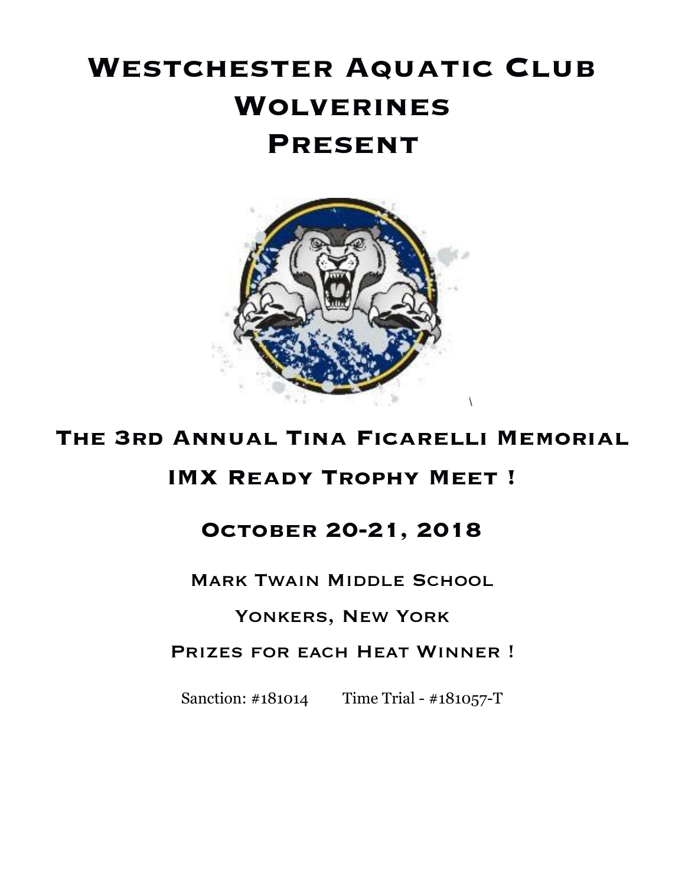# Westchester Aquatic Club Wolverines Present

## The 3rd Annual Tina Ficarelli Memorial

## IMX Ready Trophy Meet !

## October 20-21, 2018

Mark Twain Middle School

Yonkers, New York

Prizes for each Heat Winner !

Sanction: #181014        Time Trial - #181057-T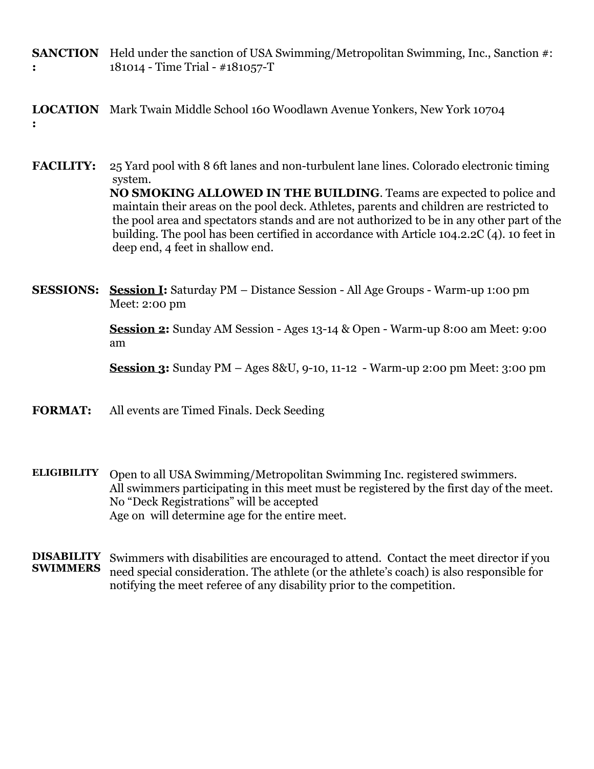**SANCTION:** Held under the sanction of USA Swimming/Metropolitan Swimming, Inc., Sanction #: 181014 - Time Trial - #181057-T

**LOCATION:** Mark Twain Middle School 160 Woodlawn Avenue Yonkers, New York 10704

**FACILITY:** 25 Yard pool with 8 6ft lanes and non-turbulent lane lines. Colorado electronic timing system.
**NO SMOKING ALLOWED IN THE BUILDING**. Teams are expected to police and maintain their areas on the pool deck. Athletes, parents and children are restricted to the pool area and spectators stands and are not authorized to be in any other part of the building. The pool has been certified in accordance with Article 104.2.2C (4). 10 feet in deep end, 4 feet in shallow end.

**SESSIONS:** **Session I:** Saturday PM – Distance Session - All Age Groups - Warm-up 1:00 pm Meet: 2:00 pm

**Session 2:** Sunday AM Session - Ages 13-14 & Open - Warm-up 8:00 am Meet: 9:00 am

**Session 3:** Sunday PM – Ages 8&U, 9-10, 11-12 - Warm-up 2:00 pm Meet: 3:00 pm

**FORMAT:** All events are Timed Finals. Deck Seeding

**ELIGIBILITY** Open to all USA Swimming/Metropolitan Swimming Inc. registered swimmers.
All swimmers participating in this meet must be registered by the first day of the meet.
No "Deck Registrations" will be accepted
Age on will determine age for the entire meet.

**DISABILITY SWIMMERS** Swimmers with disabilities are encouraged to attend. Contact the meet director if you need special consideration. The athlete (or the athlete's coach) is also responsible for notifying the meet referee of any disability prior to the competition.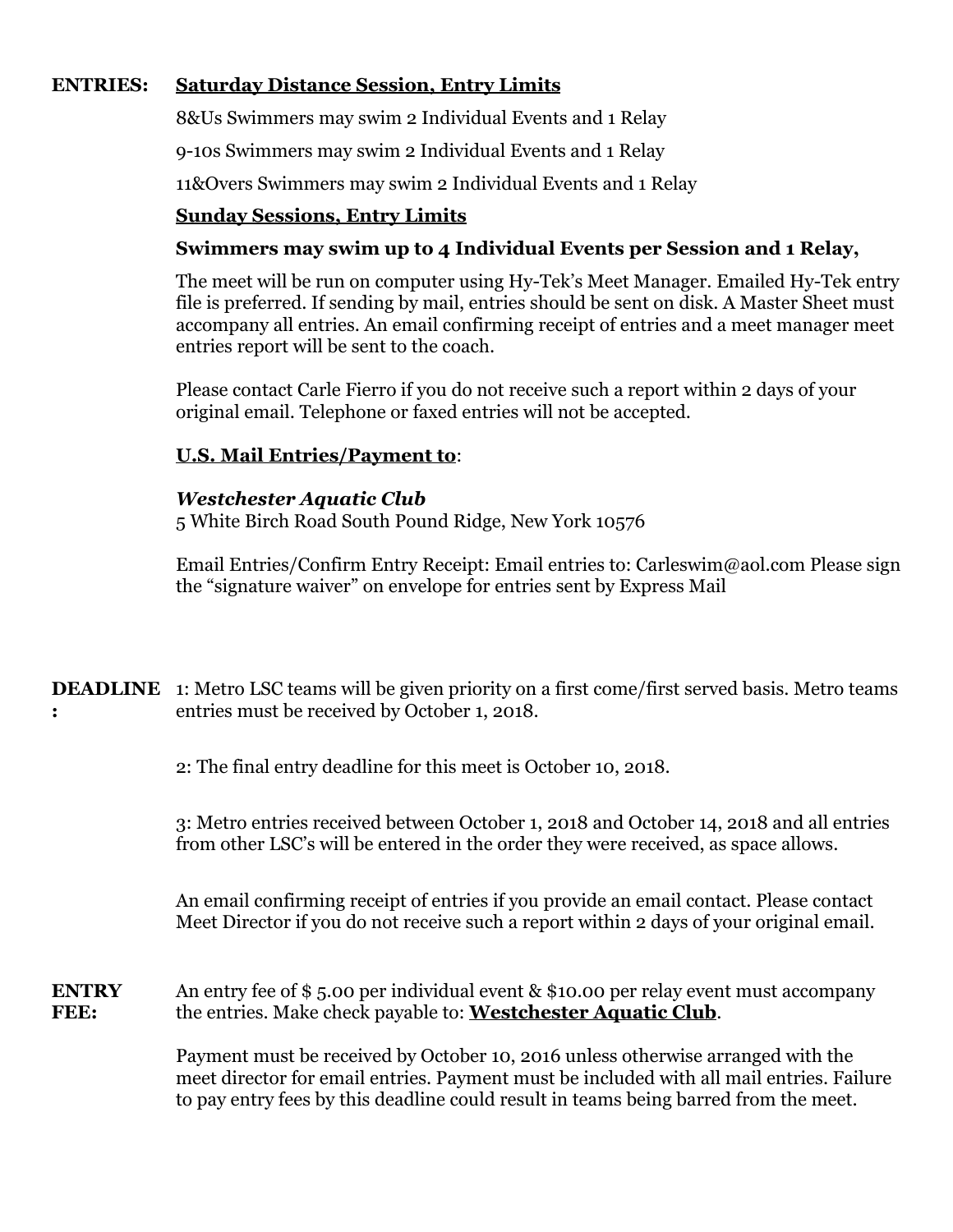**ENTRIES:** **<u>Saturday Distance Session, Entry Limits</u>**

8&Us Swimmers may swim 2 Individual Events and 1 Relay

9-10s Swimmers may swim 2 Individual Events and 1 Relay

11&Overs Swimmers may swim 2 Individual Events and 1 Relay

**<u>Sunday Sessions, Entry Limits</u>**

**Swimmers may swim up to 4 Individual Events per Session and 1 Relay,**

The meet will be run on computer using Hy-Tek's Meet Manager. Emailed Hy-Tek entry file is preferred. If sending by mail, entries should be sent on disk. A Master Sheet must accompany all entries. An email confirming receipt of entries and a meet manager meet entries report will be sent to the coach.

Please contact Carle Fierro if you do not receive such a report within 2 days of your original email. Telephone or faxed entries will not be accepted.

**<u>U.S. Mail Entries/Payment to</u>**:

***Westchester Aquatic Club***
5 White Birch Road South Pound Ridge, New York 10576

Email Entries/Confirm Entry Receipt: Email entries to: Carleswim@aol.com Please sign the "signature waiver" on envelope for entries sent by Express Mail

**DEADLINE:** 1: Metro LSC teams will be given priority on a first come/first served basis. Metro teams entries must be received by October 1, 2018.

2: The final entry deadline for this meet is October 10, 2018.

3: Metro entries received between October 1, 2018 and October 14, 2018 and all entries from other LSC's will be entered in the order they were received, as space allows.

An email confirming receipt of entries if you provide an email contact. Please contact Meet Director if you do not receive such a report within 2 days of your original email.

**ENTRY FEE:** An entry fee of $ 5.00 per individual event & $10.00 per relay event must accompany the entries. Make check payable to: **<u>Westchester Aquatic Club</u>**.

Payment must be received by October 10, 2016 unless otherwise arranged with the meet director for email entries. Payment must be included with all mail entries. Failure to pay entry fees by this deadline could result in teams being barred from the meet.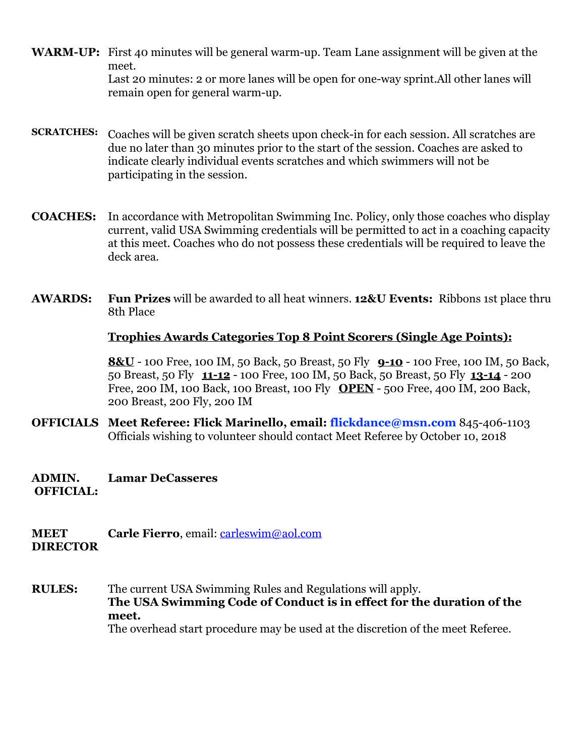**WARM-UP:** First 40 minutes will be general warm-up. Team Lane assignment will be given at the meet.
Last 20 minutes: 2 or more lanes will be open for one-way sprint.All other lanes will remain open for general warm-up.

**SCRATCHES:** Coaches will be given scratch sheets upon check-in for each session. All scratches are due no later than 30 minutes prior to the start of the session. Coaches are asked to indicate clearly individual events scratches and which swimmers will not be participating in the session.

**COACHES:** In accordance with Metropolitan Swimming Inc. Policy, only those coaches who display current, valid USA Swimming credentials will be permitted to act in a coaching capacity at this meet. Coaches who do not possess these credentials will be required to leave the deck area.

**AWARDS:** **Fun Prizes** will be awarded to all heat winners. **12&U Events:** Ribbons 1st place thru 8th Place

**Trophies Awards Categories Top 8 Point Scorers (Single Age Points):**

**8&U** - 100 Free, 100 IM, 50 Back, 50 Breast, 50 Fly **9-10** - 100 Free, 100 IM, 50 Back, 50 Breast, 50 Fly **11-12** - 100 Free, 100 IM, 50 Back, 50 Breast, 50 Fly **13-14** - 200 Free, 200 IM, 100 Back, 100 Breast, 100 Fly **OPEN** - 500 Free, 400 IM, 200 Back, 200 Breast, 200 Fly, 200 IM

**OFFICIALS** **Meet Referee: Flick Marinello, email: flickdance@msn.com** 845-406-1103
Officials wishing to volunteer should contact Meet Referee by October 10, 2018

**ADMIN. OFFICIAL:** **Lamar DeCasseres**

**MEET DIRECTOR** **Carle Fierro**, email: carleswim@aol.com

**RULES:** The current USA Swimming Rules and Regulations will apply.
**The USA Swimming Code of Conduct is in effect for the duration of the meet.**
The overhead start procedure may be used at the discretion of the meet Referee.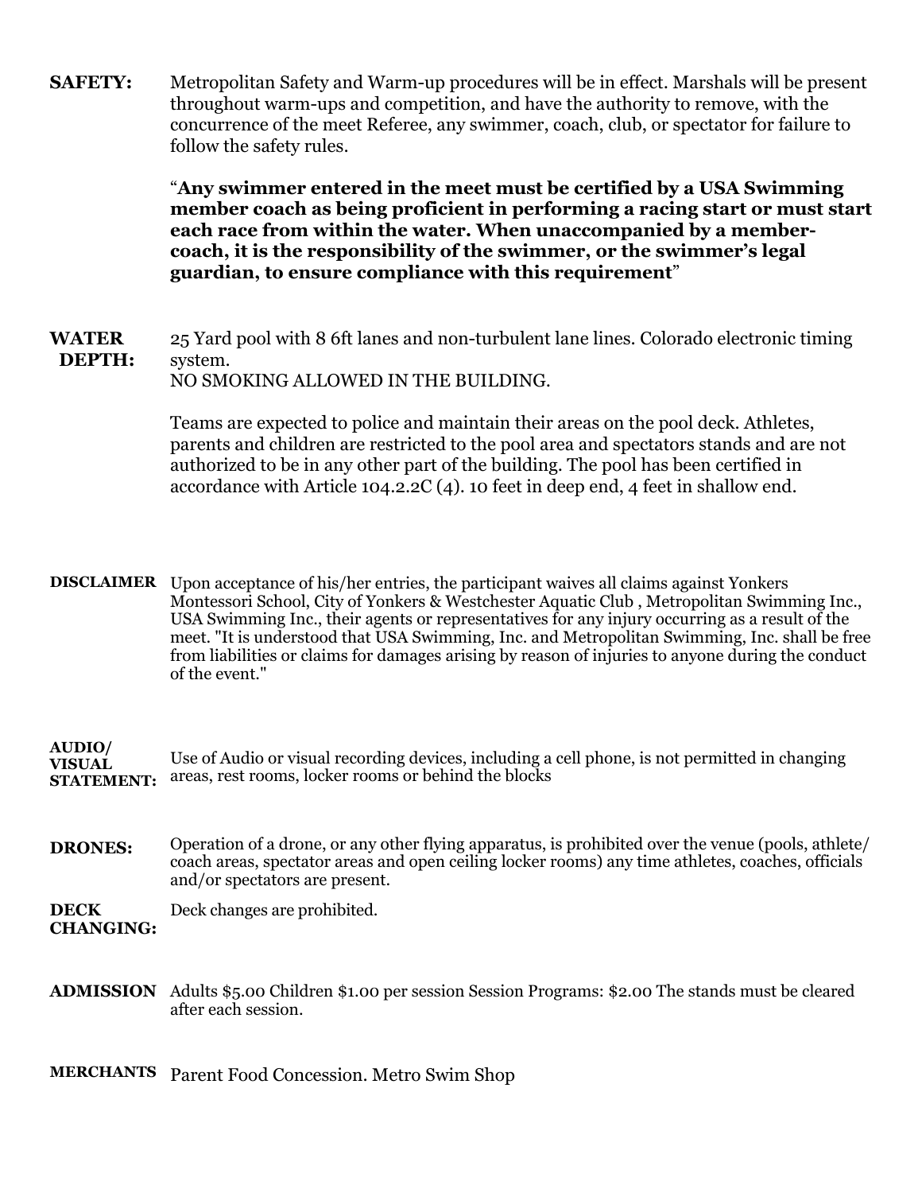**SAFETY:** Metropolitan Safety and Warm-up procedures will be in effect. Marshals will be present throughout warm-ups and competition, and have the authority to remove, with the concurrence of the meet Referee, any swimmer, coach, club, or spectator for failure to follow the safety rules.

"**Any swimmer entered in the meet must be certified by a USA Swimming member coach as being proficient in performing a racing start or must start each race from within the water. When unaccompanied by a member-coach, it is the responsibility of the swimmer, or the swimmer's legal guardian, to ensure compliance with this requirement**"

**WATER DEPTH:** 25 Yard pool with 8 6ft lanes and non-turbulent lane lines. Colorado electronic timing system.
NO SMOKING ALLOWED IN THE BUILDING.

Teams are expected to police and maintain their areas on the pool deck. Athletes, parents and children are restricted to the pool area and spectators stands and are not authorized to be in any other part of the building. The pool has been certified in accordance with Article 104.2.2C (4). 10 feet in deep end, 4 feet in shallow end.

**DISCLAIMER** Upon acceptance of his/her entries, the participant waives all claims against Yonkers Montessori School, City of Yonkers & Westchester Aquatic Club , Metropolitan Swimming Inc., USA Swimming Inc., their agents or representatives for any injury occurring as a result of the meet. "It is understood that USA Swimming, Inc. and Metropolitan Swimming, Inc. shall be free from liabilities or claims for damages arising by reason of injuries to anyone during the conduct of the event."

**AUDIO/ VISUAL STATEMENT:** Use of Audio or visual recording devices, including a cell phone, is not permitted in changing areas, rest rooms, locker rooms or behind the blocks

**DRONES:** Operation of a drone, or any other flying apparatus, is prohibited over the venue (pools, athlete/ coach areas, spectator areas and open ceiling locker rooms) any time athletes, coaches, officials and/or spectators are present.

**DECK CHANGING:** Deck changes are prohibited.

**ADMISSION** Adults $5.00 Children $1.00 per session Session Programs: $2.00 The stands must be cleared after each session.

**MERCHANTS** Parent Food Concession. Metro Swim Shop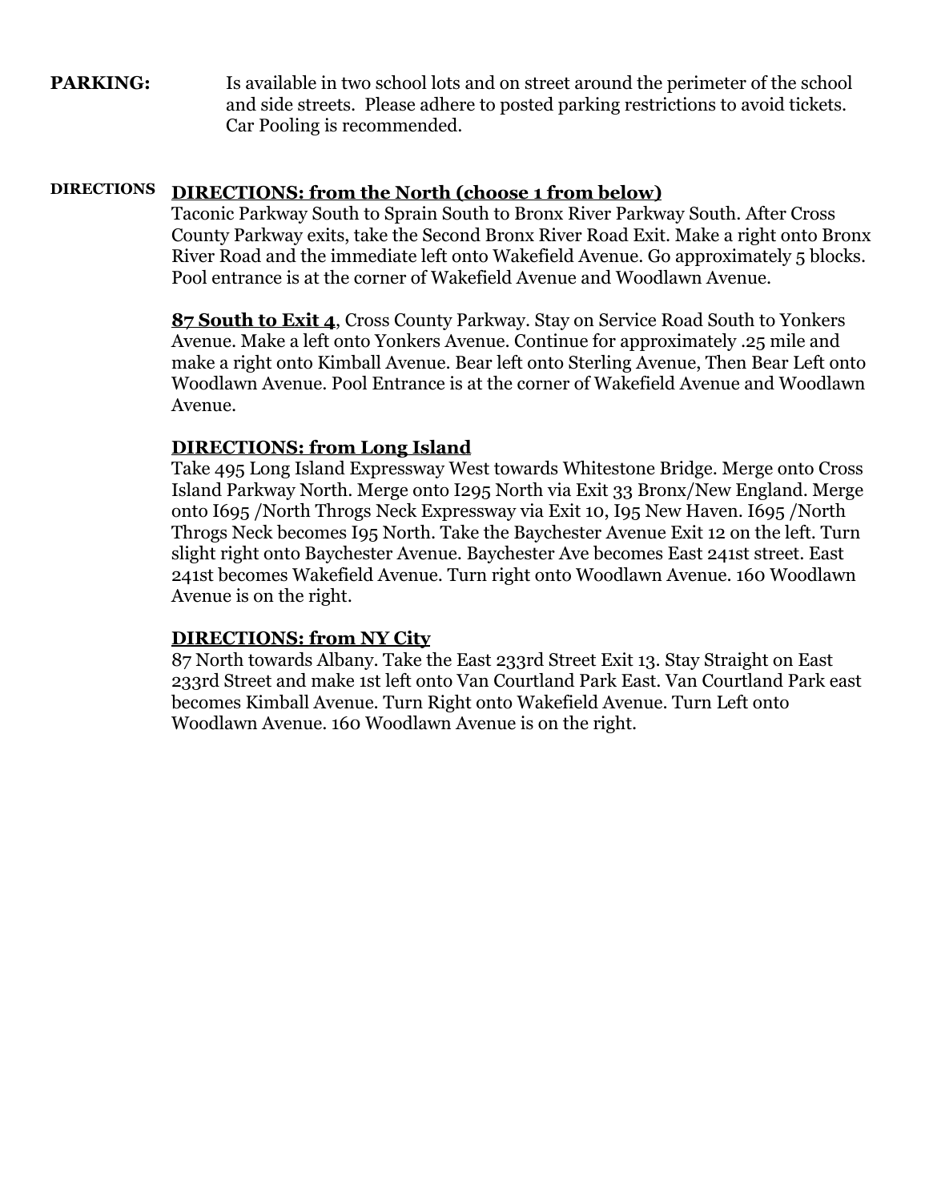**PARKING:** Is available in two school lots and on street around the perimeter of the school and side streets. Please adhere to posted parking restrictions to avoid tickets. Car Pooling is recommended.

**DIRECTIONS**

**DIRECTIONS: from the North (choose 1 from below)**

Taconic Parkway South to Sprain South to Bronx River Parkway South. After Cross County Parkway exits, take the Second Bronx River Road Exit. Make a right onto Bronx River Road and the immediate left onto Wakefield Avenue. Go approximately 5 blocks. Pool entrance is at the corner of Wakefield Avenue and Woodlawn Avenue.

**87 South to Exit 4**, Cross County Parkway. Stay on Service Road South to Yonkers Avenue. Make a left onto Yonkers Avenue. Continue for approximately .25 mile and make a right onto Kimball Avenue. Bear left onto Sterling Avenue, Then Bear Left onto Woodlawn Avenue. Pool Entrance is at the corner of Wakefield Avenue and Woodlawn Avenue.

**DIRECTIONS: from Long Island**

Take 495 Long Island Expressway West towards Whitestone Bridge. Merge onto Cross Island Parkway North. Merge onto I295 North via Exit 33 Bronx/New England. Merge onto I695 /North Throgs Neck Expressway via Exit 10, I95 New Haven. I695 /North Throgs Neck becomes I95 North. Take the Baychester Avenue Exit 12 on the left. Turn slight right onto Baychester Avenue. Baychester Ave becomes East 241st street. East 241st becomes Wakefield Avenue. Turn right onto Woodlawn Avenue. 160 Woodlawn Avenue is on the right.

**DIRECTIONS: from NY City**

87 North towards Albany. Take the East 233rd Street Exit 13. Stay Straight on East 233rd Street and make 1st left onto Van Courtland Park East. Van Courtland Park east becomes Kimball Avenue. Turn Right onto Wakefield Avenue. Turn Left onto Woodlawn Avenue. 160 Woodlawn Avenue is on the right.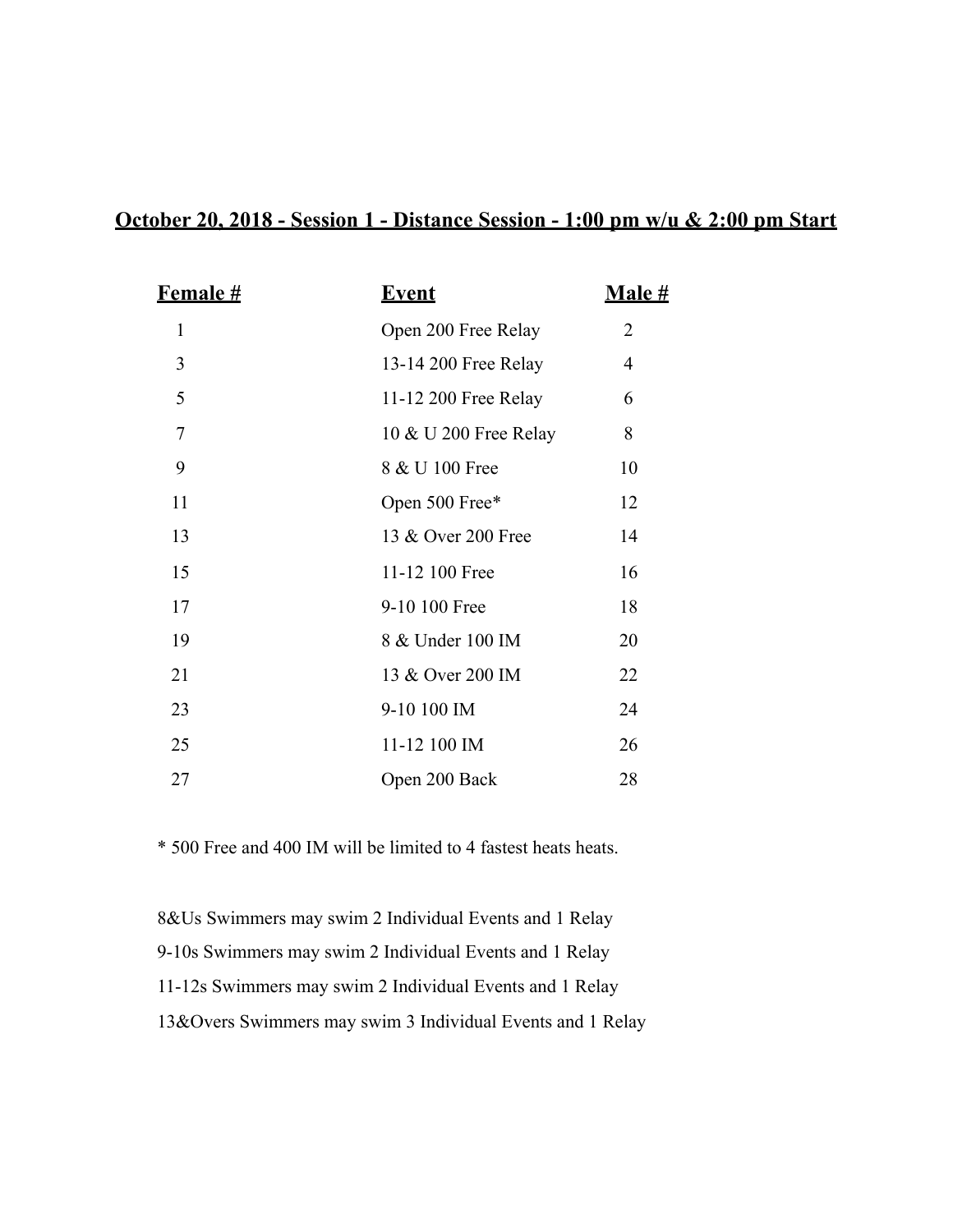## October 20, 2018 - Session 1 - Distance Session - 1:00 pm w/u & 2:00 pm Start

| Female # | Event | Male # |
|---|---|---|
| 1 | Open 200 Free Relay | 2 |
| 3 | 13-14 200 Free Relay | 4 |
| 5 | 11-12 200 Free Relay | 6 |
| 7 | 10 & U 200 Free Relay | 8 |
| 9 | 8 & U 100 Free | 10 |
| 11 | Open 500 Free* | 12 |
| 13 | 13 & Over 200 Free | 14 |
| 15 | 11-12 100 Free | 16 |
| 17 | 9-10 100 Free | 18 |
| 19 | 8 & Under 100 IM | 20 |
| 21 | 13 & Over 200 IM | 22 |
| 23 | 9-10 100 IM | 24 |
| 25 | 11-12 100 IM | 26 |
| 27 | Open 200 Back | 28 |

* 500 Free and 400 IM will be limited to 4 fastest heats heats.

8&Us Swimmers may swim 2 Individual Events and 1 Relay

9-10s Swimmers may swim 2 Individual Events and 1 Relay

11-12s Swimmers may swim 2 Individual Events and 1 Relay

13&Overs Swimmers may swim 3 Individual Events and 1 Relay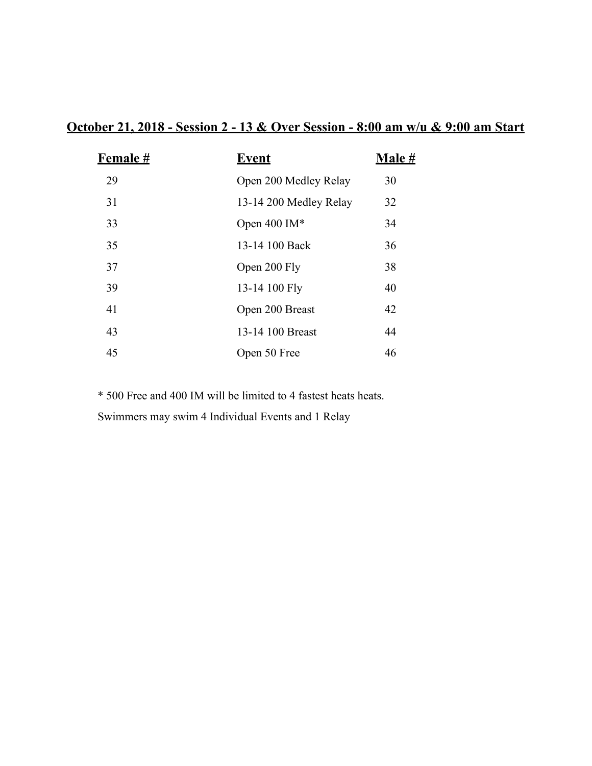## October 21, 2018 - Session 2 - 13 & Over Session - 8:00 am w/u & 9:00 am Start

| Female # | Event | Male # |
|---|---|---|
| 29 | Open 200 Medley Relay | 30 |
| 31 | 13-14 200 Medley Relay | 32 |
| 33 | Open 400 IM* | 34 |
| 35 | 13-14 100 Back | 36 |
| 37 | Open 200 Fly | 38 |
| 39 | 13-14 100 Fly | 40 |
| 41 | Open 200 Breast | 42 |
| 43 | 13-14 100 Breast | 44 |
| 45 | Open 50 Free | 46 |

* 500 Free and 400 IM will be limited to 4 fastest heats heats.

Swimmers may swim 4 Individual Events and 1 Relay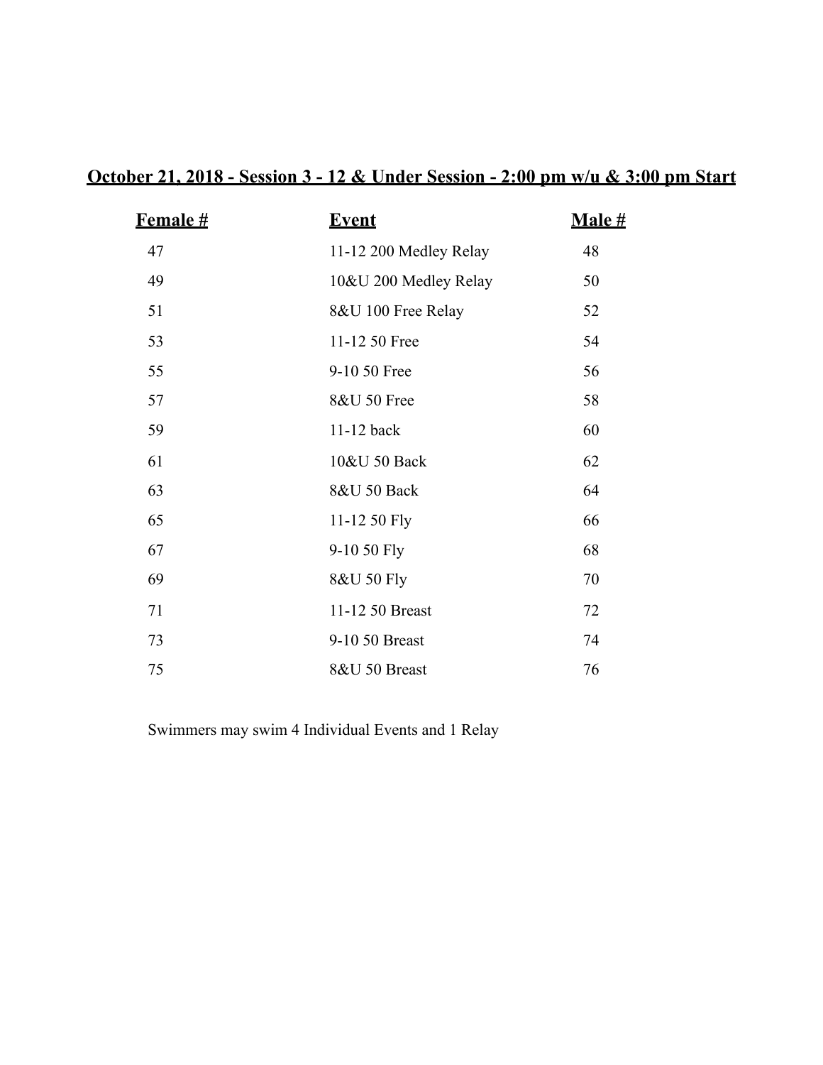**October 21, 2018 - Session 3 - 12 & Under Session - 2:00 pm w/u & 3:00 pm Start**

| **Female #** | **Event** | **Male #** |
|---|---|---|
| 47 | 11-12 200 Medley Relay | 48 |
| 49 | 10&U 200 Medley Relay | 50 |
| 51 | 8&U 100 Free Relay | 52 |
| 53 | 11-12 50 Free | 54 |
| 55 | 9-10 50 Free | 56 |
| 57 | 8&U 50 Free | 58 |
| 59 | 11-12 back | 60 |
| 61 | 10&U 50 Back | 62 |
| 63 | 8&U 50 Back | 64 |
| 65 | 11-12 50 Fly | 66 |
| 67 | 9-10 50 Fly | 68 |
| 69 | 8&U 50 Fly | 70 |
| 71 | 11-12 50 Breast | 72 |
| 73 | 9-10 50 Breast | 74 |
| 75 | 8&U 50 Breast | 76 |

Swimmers may swim 4 Individual Events and 1 Relay